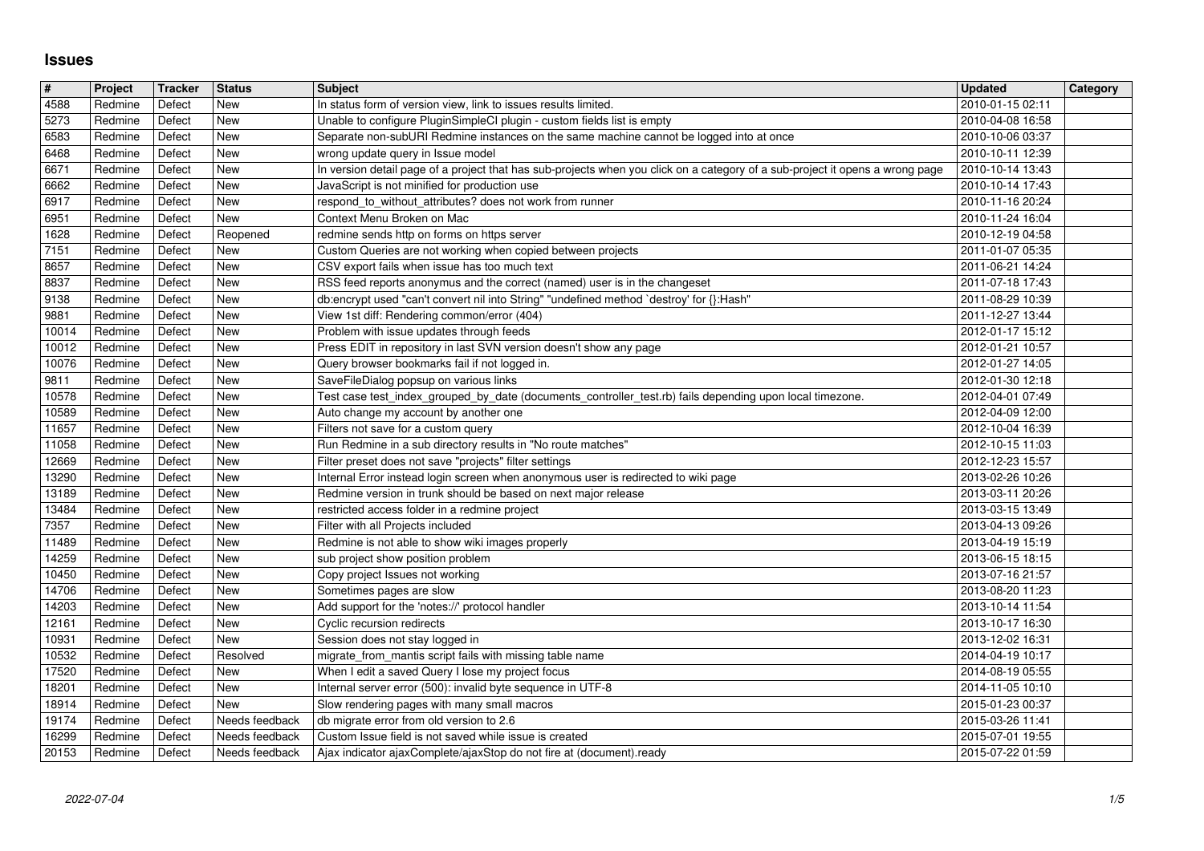# Issues

| # | Project | Tracker | Status | Subject | Updated | Category |
|---|---|---|---|---|---|---|
| 4588 | Redmine | Defect | New | In status form of version view, link to issues results limited. | 2010-01-15 02:11 | |
| 5273 | Redmine | Defect | New | Unable to configure PluginSimpleCI plugin - custom fields list is empty | 2010-04-08 16:58 | |
| 6583 | Redmine | Defect | New | Separate non-subURI Redmine instances on the same machine cannot be logged into at once | 2010-10-06 03:37 | |
| 6468 | Redmine | Defect | New | wrong update query in Issue model | 2010-10-11 12:39 | |
| 6671 | Redmine | Defect | New | In version detail page of a project that has sub-projects when you click on a category of a sub-project it opens a wrong page | 2010-10-14 13:43 | |
| 6662 | Redmine | Defect | New | JavaScript is not minified for production use | 2010-10-14 17:43 | |
| 6917 | Redmine | Defect | New | respond_to_without_attributes? does not work from runner | 2010-11-16 20:24 | |
| 6951 | Redmine | Defect | New | Context Menu Broken on Mac | 2010-11-24 16:04 | |
| 1628 | Redmine | Defect | Reopened | redmine sends http on forms on https server | 2010-12-19 04:58 | |
| 7151 | Redmine | Defect | New | Custom Queries are not working when copied between projects | 2011-01-07 05:35 | |
| 8657 | Redmine | Defect | New | CSV export fails when issue has too much text | 2011-06-21 14:24 | |
| 8837 | Redmine | Defect | New | RSS feed reports anonymus and the correct (named) user is in the changeset | 2011-07-18 17:43 | |
| 9138 | Redmine | Defect | New | db:encrypt used "can't convert nil into String" "undefined method `destroy' for {}:Hash" | 2011-08-29 10:39 | |
| 9881 | Redmine | Defect | New | View 1st diff: Rendering common/error (404) | 2011-12-27 13:44 | |
| 10014 | Redmine | Defect | New | Problem with issue updates through feeds | 2012-01-17 15:12 | |
| 10012 | Redmine | Defect | New | Press EDIT in repository in last SVN version doesn't show any page | 2012-01-21 10:57 | |
| 10076 | Redmine | Defect | New | Query browser bookmarks fail if not logged in. | 2012-01-27 14:05 | |
| 9811 | Redmine | Defect | New | SaveFileDialog popsup on various links | 2012-01-30 12:18 | |
| 10578 | Redmine | Defect | New | Test case test_index_grouped_by_date (documents_controller_test.rb) fails depending upon local timezone. | 2012-04-01 07:49 | |
| 10589 | Redmine | Defect | New | Auto change my account by another one | 2012-04-09 12:00 | |
| 11657 | Redmine | Defect | New | Filters not save for a custom query | 2012-10-04 16:39 | |
| 11058 | Redmine | Defect | New | Run Redmine in a sub directory results in "No route matches" | 2012-10-15 11:03 | |
| 12669 | Redmine | Defect | New | Filter preset does not save "projects" filter settings | 2012-12-23 15:57 | |
| 13290 | Redmine | Defect | New | Internal Error instead login screen when anonymous user is redirected to wiki page | 2013-02-26 10:26 | |
| 13189 | Redmine | Defect | New | Redmine version in trunk should be based on next major release | 2013-03-11 20:26 | |
| 13484 | Redmine | Defect | New | restricted access folder in a redmine project | 2013-03-15 13:49 | |
| 7357 | Redmine | Defect | New | Filter with all Projects included | 2013-04-13 09:26 | |
| 11489 | Redmine | Defect | New | Redmine is not able to show wiki images properly | 2013-04-19 15:19 | |
| 14259 | Redmine | Defect | New | sub project show position problem | 2013-06-15 18:15 | |
| 10450 | Redmine | Defect | New | Copy project Issues not working | 2013-07-16 21:57 | |
| 14706 | Redmine | Defect | New | Sometimes pages are slow | 2013-08-20 11:23 | |
| 14203 | Redmine | Defect | New | Add support for the 'notes://' protocol handler | 2013-10-14 11:54 | |
| 12161 | Redmine | Defect | New | Cyclic recursion redirects | 2013-10-17 16:30 | |
| 10931 | Redmine | Defect | New | Session does not stay logged in | 2013-12-02 16:31 | |
| 10532 | Redmine | Defect | Resolved | migrate_from_mantis script fails with missing table name | 2014-04-19 10:17 | |
| 17520 | Redmine | Defect | New | When I edit a saved Query I lose my project focus | 2014-08-19 05:55 | |
| 18201 | Redmine | Defect | New | Internal server error (500): invalid byte sequence in UTF-8 | 2014-11-05 10:10 | |
| 18914 | Redmine | Defect | New | Slow rendering pages with many small macros | 2015-01-23 00:37 | |
| 19174 | Redmine | Defect | Needs feedback | db migrate error from old version to 2.6 | 2015-03-26 11:41 | |
| 16299 | Redmine | Defect | Needs feedback | Custom Issue field is not saved while issue is created | 2015-07-01 19:55 | |
| 20153 | Redmine | Defect | Needs feedback | Ajax indicator ajaxComplete/ajaxStop do not fire at (document).ready | 2015-07-22 01:59 | |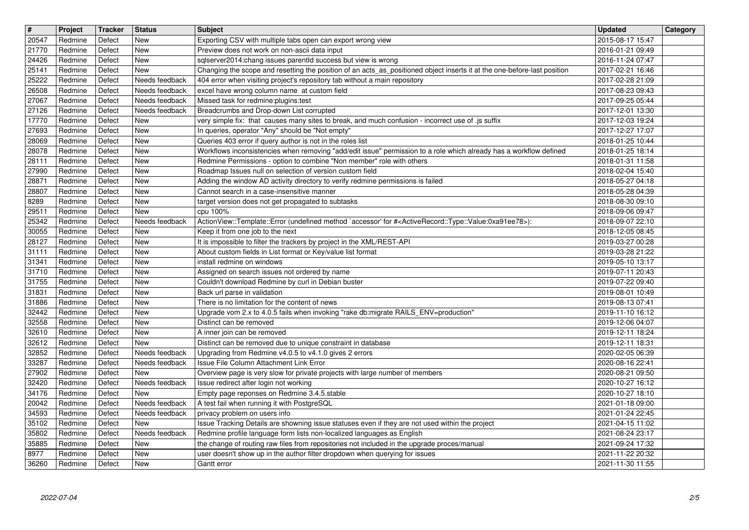| # | Project | Tracker | Status | Subject | Updated | Category |
| --- | --- | --- | --- | --- | --- | --- |
| 20547 | Redmine | Defect | New | Exporting CSV with multiple tabs open can export wrong view | 2015-08-17 15:47 | |
| 21770 | Redmine | Defect | New | Preview does not work on non-ascii data input | 2016-01-21 09:49 | |
| 24426 | Redmine | Defect | New | sqlserver2014:chang issues parentId success but view is wrong | 2016-11-24 07:47 | |
| 25141 | Redmine | Defect | New | Changing the scope and resetting the position of an acts_as_positioned object inserts it at the one-before-last position | 2017-02-21 16:46 | |
| 25222 | Redmine | Defect | Needs feedback | 404 error when visiting project's repository tab without a main repository | 2017-02-28 21:09 | |
| 26508 | Redmine | Defect | Needs feedback | excel have wrong column name at custom field | 2017-08-23 09:43 | |
| 27067 | Redmine | Defect | Needs feedback | Missed task for redmine:plugins:test | 2017-09-25 05:44 | |
| 27126 | Redmine | Defect | Needs feedback | Breadcrumbs and Drop-down List corrupted | 2017-12-01 13:30 | |
| 17770 | Redmine | Defect | New | very simple fix: that causes many sites to break, and much confusion - incorrect use of .js suffix | 2017-12-03 19:24 | |
| 27693 | Redmine | Defect | New | In queries, operator "Any" should be "Not empty" | 2017-12-27 17:07 | |
| 28069 | Redmine | Defect | New | Queries 403 error if query author is not in the roles list | 2018-01-25 10:44 | |
| 28078 | Redmine | Defect | New | Workflows inconsistencies when removing "add/edit issue" permission to a role which already has a workflow defined | 2018-01-25 18:14 | |
| 28111 | Redmine | Defect | New | Redmine Permissions - option to combine "Non member" role with others | 2018-01-31 11:58 | |
| 27990 | Redmine | Defect | New | Roadmap Issues null on selection of version custom field | 2018-02-04 15:40 | |
| 28871 | Redmine | Defect | New | Adding the window AD activity directory to verify redmine permissions is failed | 2018-05-27 04:18 | |
| 28807 | Redmine | Defect | New | Cannot search in a case-insensitive manner | 2018-05-28 04:39 | |
| 8289 | Redmine | Defect | New | target version does not get propagated to subtasks | 2018-08-30 09:10 | |
| 29511 | Redmine | Defect | New | cpu 100% | 2018-09-06 09:47 | |
| 25342 | Redmine | Defect | Needs feedback | ActionView::Template::Error (undefined method `accessor' for #<ActiveRecord::Type::Value:0xa91ee78>): | 2018-09-07 22:10 | |
| 30055 | Redmine | Defect | New | Keep it from one job to the next | 2018-12-05 08:45 | |
| 28127 | Redmine | Defect | New | It is impossible to filter the trackers by project in the XML/REST-API | 2019-03-27 00:28 | |
| 31111 | Redmine | Defect | New | About custom fields in List format or Key/value list format | 2019-03-28 21:22 | |
| 31341 | Redmine | Defect | New | install redmine on windows | 2019-05-10 13:17 | |
| 31710 | Redmine | Defect | New | Assigned on search issues not ordered by name | 2019-07-11 20:43 | |
| 31755 | Redmine | Defect | New | Couldn't download Redmine by curl in Debian buster | 2019-07-22 09:40 | |
| 31831 | Redmine | Defect | New | Back url parse in validation | 2019-08-01 10:49 | |
| 31886 | Redmine | Defect | New | There is no limitation for the content of news | 2019-08-13 07:41 | |
| 32442 | Redmine | Defect | New | Upgrade vom 2.x to 4.0.5 fails when invoking "rake db:migrate RAILS_ENV=production" | 2019-11-10 16:12 | |
| 32558 | Redmine | Defect | New | Distinct can be removed | 2019-12-06 04:07 | |
| 32610 | Redmine | Defect | New | A inner join can be removed | 2019-12-11 18:24 | |
| 32612 | Redmine | Defect | New | Distinct can be removed due to unique constraint in database | 2019-12-11 18:31 | |
| 32852 | Redmine | Defect | Needs feedback | Upgrading from Redmine v4.0.5 to v4.1.0 gives 2 errors | 2020-02-05 06:39 | |
| 33287 | Redmine | Defect | Needs feedback | Issue File Column Attachment Link Error | 2020-08-16 22:41 | |
| 27902 | Redmine | Defect | New | Overview page is very slow for private projects with large number of members | 2020-08-21 09:50 | |
| 32420 | Redmine | Defect | Needs feedback | Issue redirect after login not working | 2020-10-27 16:12 | |
| 34176 | Redmine | Defect | New | Empty page reponses on Redmine 3.4.5.stable | 2020-10-27 18:10 | |
| 20042 | Redmine | Defect | Needs feedback | A test fail when running it with PostgreSQL | 2021-01-18 09:00 | |
| 34593 | Redmine | Defect | Needs feedback | privacy problem on users info | 2021-01-24 22:45 | |
| 35102 | Redmine | Defect | New | Issue Tracking Details are showning issue statuses even if they are not used within the project | 2021-04-15 11:02 | |
| 35802 | Redmine | Defect | Needs feedback | Redmine profile language form lists non-localized languages as English | 2021-08-24 23:17 | |
| 35885 | Redmine | Defect | New | the change of routing raw files from repositories not included in the upgrade proces/manual | 2021-09-24 17:32 | |
| 8977 | Redmine | Defect | New | user doesn't show up in the author filter dropdown when querying for issues | 2021-11-22 20:32 | |
| 36260 | Redmine | Defect | New | Gantt error | 2021-11-30 11:55 | |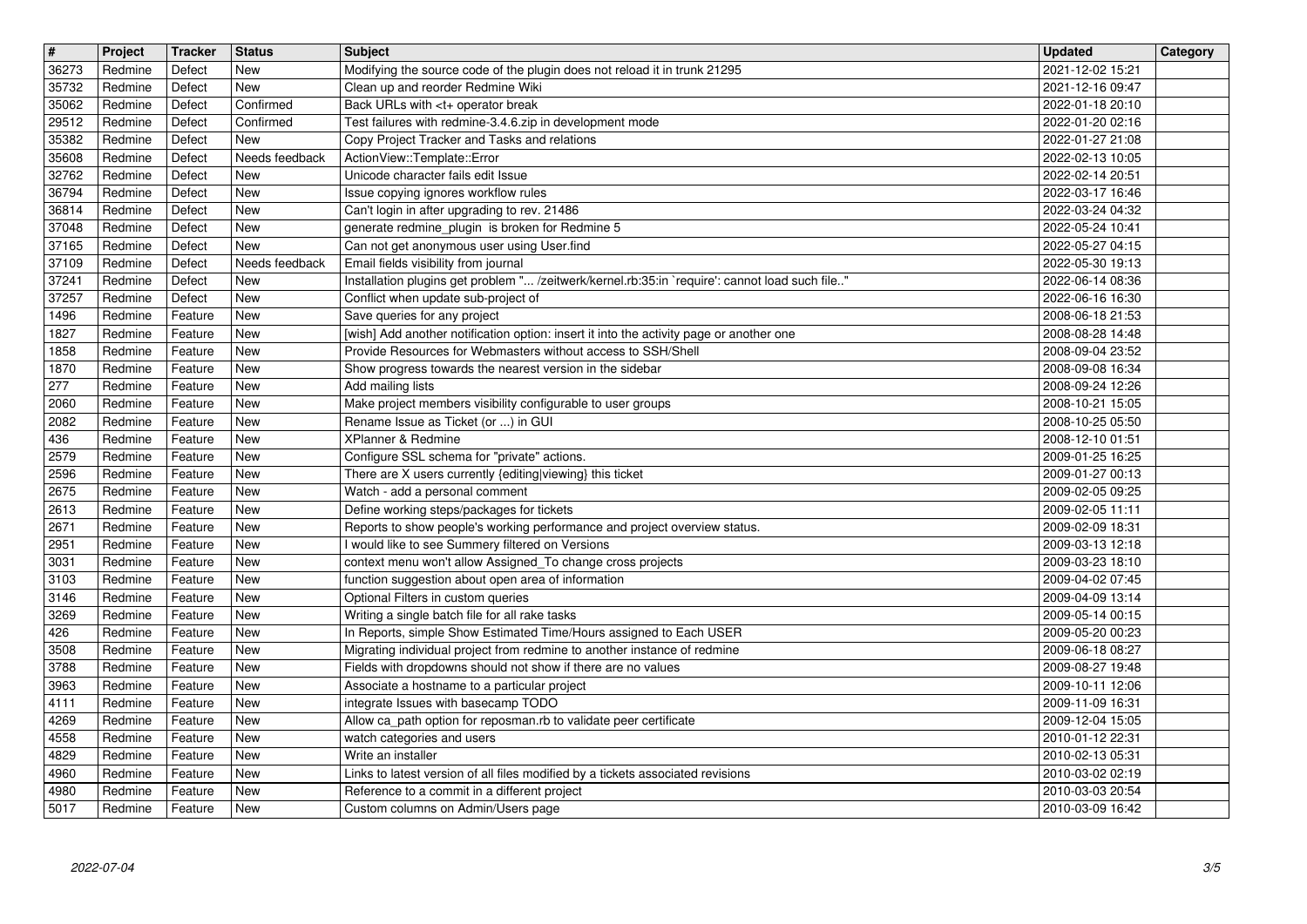| # | Project | Tracker | Status | Subject | Updated | Category |
|---|---|---|---|---|---|---|
| 36273 | Redmine | Defect | New | Modifying the source code of the plugin does not reload it in trunk 21295 | 2021-12-02 15:21 | |
| 35732 | Redmine | Defect | New | Clean up and reorder Redmine Wiki | 2021-12-16 09:47 | |
| 35062 | Redmine | Defect | Confirmed | Back URLs with <t+ operator break | 2022-01-18 20:10 | |
| 29512 | Redmine | Defect | Confirmed | Test failures with redmine-3.4.6.zip in development mode | 2022-01-20 02:16 | |
| 35382 | Redmine | Defect | New | Copy Project Tracker and Tasks and relations | 2022-01-27 21:08 | |
| 35608 | Redmine | Defect | Needs feedback | ActionView::Template::Error | 2022-02-13 10:05 | |
| 32762 | Redmine | Defect | New | Unicode character fails edit Issue | 2022-02-14 20:51 | |
| 36794 | Redmine | Defect | New | Issue copying ignores workflow rules | 2022-03-17 16:46 | |
| 36814 | Redmine | Defect | New | Can't login in after upgrading to rev. 21486 | 2022-03-24 04:32 | |
| 37048 | Redmine | Defect | New | generate redmine_plugin is broken for Redmine 5 | 2022-05-24 10:41 | |
| 37165 | Redmine | Defect | New | Can not get anonymous user using User.find | 2022-05-27 04:15 | |
| 37109 | Redmine | Defect | Needs feedback | Email fields visibility from journal | 2022-05-30 19:13 | |
| 37241 | Redmine | Defect | New | Installation plugins get problem "... /zeitwerk/kernel.rb:35:in `require': cannot load such file.." | 2022-06-14 08:36 | |
| 37257 | Redmine | Defect | New | Conflict when update sub-project of | 2022-06-16 16:30 | |
| 1496 | Redmine | Feature | New | Save queries for any project | 2008-06-18 21:53 | |
| 1827 | Redmine | Feature | New | [wish] Add another notification option: insert it into the activity page or another one | 2008-08-28 14:48 | |
| 1858 | Redmine | Feature | New | Provide Resources for Webmasters without access to SSH/Shell | 2008-09-04 23:52 | |
| 1870 | Redmine | Feature | New | Show progress towards the nearest version in the sidebar | 2008-09-08 16:34 | |
| 277 | Redmine | Feature | New | Add mailing lists | 2008-09-24 12:26 | |
| 2060 | Redmine | Feature | New | Make project members visibility configurable to user groups | 2008-10-21 15:05 | |
| 2082 | Redmine | Feature | New | Rename Issue as Ticket (or ...) in GUI | 2008-10-25 05:50 | |
| 436 | Redmine | Feature | New | XPlanner & Redmine | 2008-12-10 01:51 | |
| 2579 | Redmine | Feature | New | Configure SSL schema for "private" actions. | 2009-01-25 16:25 | |
| 2596 | Redmine | Feature | New | There are X users currently {editing|viewing} this ticket | 2009-01-27 00:13 | |
| 2675 | Redmine | Feature | New | Watch - add a personal comment | 2009-02-05 09:25 | |
| 2613 | Redmine | Feature | New | Define working steps/packages for tickets | 2009-02-05 11:11 | |
| 2671 | Redmine | Feature | New | Reports to show people's working performance and project overview status. | 2009-02-09 18:31 | |
| 2951 | Redmine | Feature | New | I would like to see Summery filtered on Versions | 2009-03-13 12:18 | |
| 3031 | Redmine | Feature | New | context menu won't allow Assigned_To change cross projects | 2009-03-23 18:10 | |
| 3103 | Redmine | Feature | New | function suggestion about open area of information | 2009-04-02 07:45 | |
| 3146 | Redmine | Feature | New | Optional Filters in custom queries | 2009-04-09 13:14 | |
| 3269 | Redmine | Feature | New | Writing a single batch file for all rake tasks | 2009-05-14 00:15 | |
| 426 | Redmine | Feature | New | In Reports, simple Show Estimated Time/Hours assigned to Each USER | 2009-05-20 00:23 | |
| 3508 | Redmine | Feature | New | Migrating individual project from redmine to another instance of redmine | 2009-06-18 08:27 | |
| 3788 | Redmine | Feature | New | Fields with dropdowns should not show if there are no values | 2009-08-27 19:48 | |
| 3963 | Redmine | Feature | New | Associate a hostname to a particular project | 2009-10-11 12:06 | |
| 4111 | Redmine | Feature | New | integrate Issues with basecamp TODO | 2009-11-09 16:31 | |
| 4269 | Redmine | Feature | New | Allow ca_path option for reposman.rb to validate peer certificate | 2009-12-04 15:05 | |
| 4558 | Redmine | Feature | New | watch categories and users | 2010-01-12 22:31 | |
| 4829 | Redmine | Feature | New | Write an installer | 2010-02-13 05:31 | |
| 4960 | Redmine | Feature | New | Links to latest version of all files modified by a tickets associated revisions | 2010-03-02 02:19 | |
| 4980 | Redmine | Feature | New | Reference to a commit in a different project | 2010-03-03 20:54 | |
| 5017 | Redmine | Feature | New | Custom columns on Admin/Users page | 2010-03-09 16:42 | |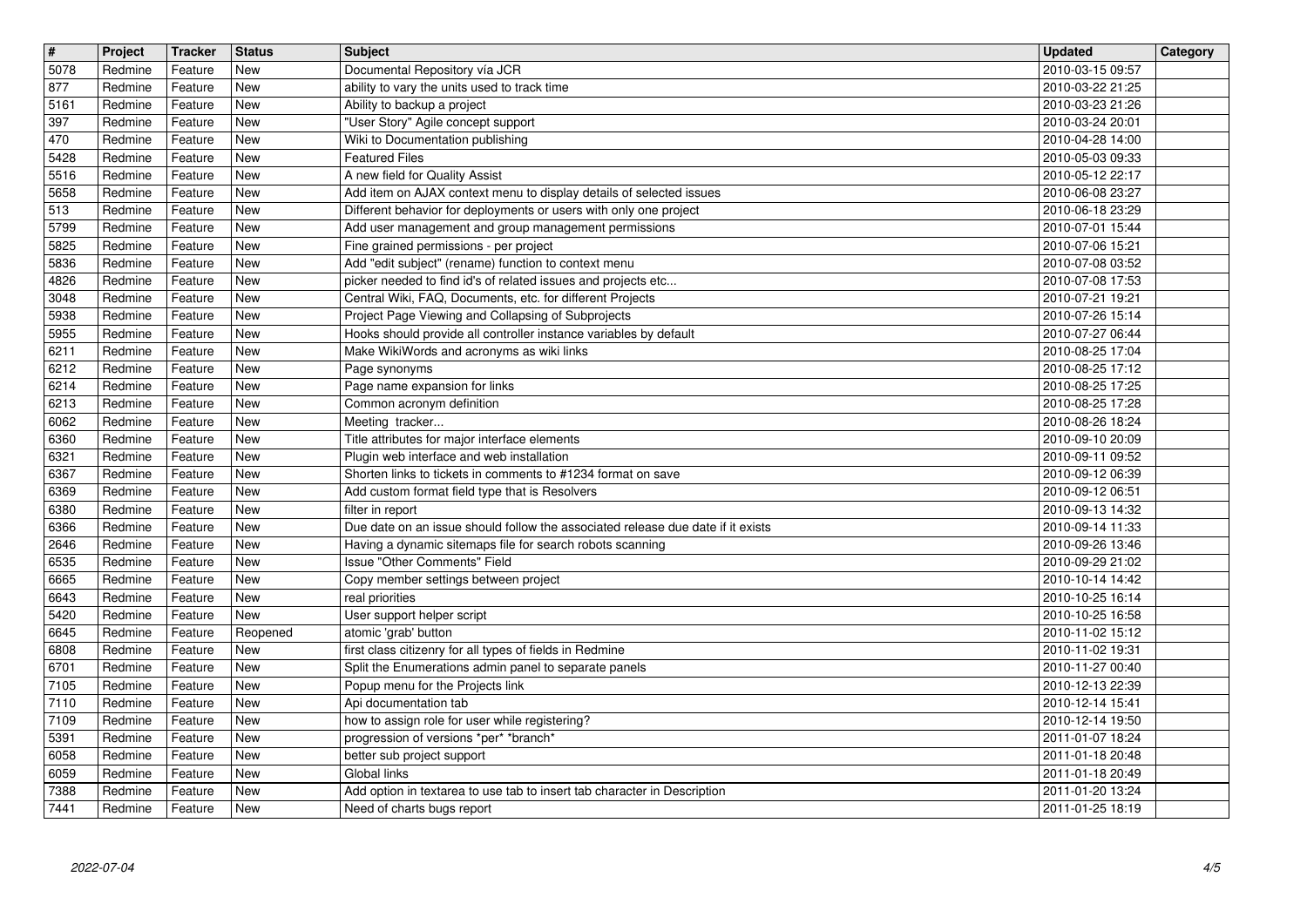| # | Project | Tracker | Status | Subject | Updated | Category |
| --- | --- | --- | --- | --- | --- | --- |
| 5078 | Redmine | Feature | New | Documental Repository vía JCR | 2010-03-15 09:57 | |
| 877 | Redmine | Feature | New | ability to vary the units used to track time | 2010-03-22 21:25 | |
| 5161 | Redmine | Feature | New | Ability to backup a project | 2010-03-23 21:26 | |
| 397 | Redmine | Feature | New | "User Story" Agile concept support | 2010-03-24 20:01 | |
| 470 | Redmine | Feature | New | Wiki to Documentation publishing | 2010-04-28 14:00 | |
| 5428 | Redmine | Feature | New | Featured Files | 2010-05-03 09:33 | |
| 5516 | Redmine | Feature | New | A new field for Quality Assist | 2010-05-12 22:17 | |
| 5658 | Redmine | Feature | New | Add item on AJAX context menu to display details of selected issues | 2010-06-08 23:27 | |
| 513 | Redmine | Feature | New | Different behavior for deployments or users with only one project | 2010-06-18 23:29 | |
| 5799 | Redmine | Feature | New | Add user management and group management permissions | 2010-07-01 15:44 | |
| 5825 | Redmine | Feature | New | Fine grained permissions - per project | 2010-07-06 15:21 | |
| 5836 | Redmine | Feature | New | Add "edit subject" (rename) function to context menu | 2010-07-08 03:52 | |
| 4826 | Redmine | Feature | New | picker needed to find id's of related issues and projects etc... | 2010-07-08 17:53 | |
| 3048 | Redmine | Feature | New | Central Wiki, FAQ, Documents, etc. for different Projects | 2010-07-21 19:21 | |
| 5938 | Redmine | Feature | New | Project Page Viewing and Collapsing of Subprojects | 2010-07-26 15:14 | |
| 5955 | Redmine | Feature | New | Hooks should provide all controller instance variables by default | 2010-07-27 06:44 | |
| 6211 | Redmine | Feature | New | Make WikiWords and acronyms as wiki links | 2010-08-25 17:04 | |
| 6212 | Redmine | Feature | New | Page synonyms | 2010-08-25 17:12 | |
| 6214 | Redmine | Feature | New | Page name expansion for links | 2010-08-25 17:25 | |
| 6213 | Redmine | Feature | New | Common acronym definition | 2010-08-25 17:28 | |
| 6062 | Redmine | Feature | New | Meeting tracker... | 2010-08-26 18:24 | |
| 6360 | Redmine | Feature | New | Title attributes for major interface elements | 2010-09-10 20:09 | |
| 6321 | Redmine | Feature | New | Plugin web interface and web installation | 2010-09-11 09:52 | |
| 6367 | Redmine | Feature | New | Shorten links to tickets in comments to #1234 format on save | 2010-09-12 06:39 | |
| 6369 | Redmine | Feature | New | Add custom format field type that is Resolvers | 2010-09-12 06:51 | |
| 6380 | Redmine | Feature | New | filter in report | 2010-09-13 14:32 | |
| 6366 | Redmine | Feature | New | Due date on an issue should follow the associated release due date if it exists | 2010-09-14 11:33 | |
| 2646 | Redmine | Feature | New | Having a dynamic sitemaps file for search robots scanning | 2010-09-26 13:46 | |
| 6535 | Redmine | Feature | New | Issue "Other Comments" Field | 2010-09-29 21:02 | |
| 6665 | Redmine | Feature | New | Copy member settings between project | 2010-10-14 14:42 | |
| 6643 | Redmine | Feature | New | real priorities | 2010-10-25 16:14 | |
| 5420 | Redmine | Feature | New | User support helper script | 2010-10-25 16:58 | |
| 6645 | Redmine | Feature | Reopened | atomic 'grab' button | 2010-11-02 15:12 | |
| 6808 | Redmine | Feature | New | first class citizenry for all types of fields in Redmine | 2010-11-02 19:31 | |
| 6701 | Redmine | Feature | New | Split the Enumerations admin panel to separate panels | 2010-11-27 00:40 | |
| 7105 | Redmine | Feature | New | Popup menu for the Projects link | 2010-12-13 22:39 | |
| 7110 | Redmine | Feature | New | Api documentation tab | 2010-12-14 15:41 | |
| 7109 | Redmine | Feature | New | how to assign role for user while registering? | 2010-12-14 19:50 | |
| 5391 | Redmine | Feature | New | progression of versions *per* *branch* | 2011-01-07 18:24 | |
| 6058 | Redmine | Feature | New | better sub project support | 2011-01-18 20:48 | |
| 6059 | Redmine | Feature | New | Global links | 2011-01-18 20:49 | |
| 7388 | Redmine | Feature | New | Add option in textarea to use tab to insert tab character in Description | 2011-01-20 13:24 | |
| 7441 | Redmine | Feature | New | Need of charts bugs report | 2011-01-25 18:19 | |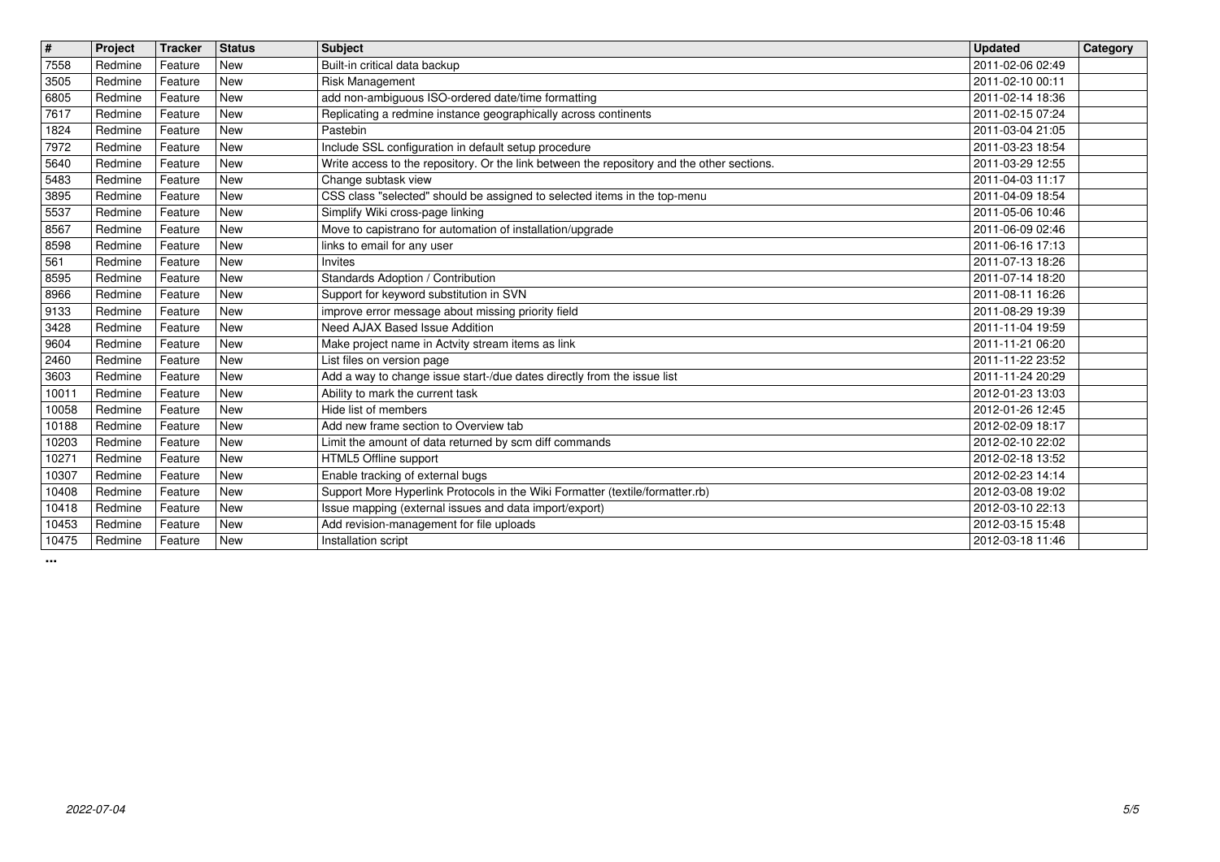| # | Project | Tracker | Status | Subject | Updated | Category |
|---|---|---|---|---|---|---|
| 7558 | Redmine | Feature | New | Built-in critical data backup | 2011-02-06 02:49 | |
| 3505 | Redmine | Feature | New | Risk Management | 2011-02-10 00:11 | |
| 6805 | Redmine | Feature | New | add non-ambiguous ISO-ordered date/time formatting | 2011-02-14 18:36 | |
| 7617 | Redmine | Feature | New | Replicating a redmine instance geographically across continents | 2011-02-15 07:24 | |
| 1824 | Redmine | Feature | New | Pastebin | 2011-03-04 21:05 | |
| 7972 | Redmine | Feature | New | Include SSL configuration in default setup procedure | 2011-03-23 18:54 | |
| 5640 | Redmine | Feature | New | Write access to the repository. Or the link between the repository and the other sections. | 2011-03-29 12:55 | |
| 5483 | Redmine | Feature | New | Change subtask view | 2011-04-03 11:17 | |
| 3895 | Redmine | Feature | New | CSS class "selected" should be assigned to selected items in the top-menu | 2011-04-09 18:54 | |
| 5537 | Redmine | Feature | New | Simplify Wiki cross-page linking | 2011-05-06 10:46 | |
| 8567 | Redmine | Feature | New | Move to capistrano for automation of installation/upgrade | 2011-06-09 02:46 | |
| 8598 | Redmine | Feature | New | links to email for any user | 2011-06-16 17:13 | |
| 561 | Redmine | Feature | New | Invites | 2011-07-13 18:26 | |
| 8595 | Redmine | Feature | New | Standards Adoption / Contribution | 2011-07-14 18:20 | |
| 8966 | Redmine | Feature | New | Support for keyword substitution in SVN | 2011-08-11 16:26 | |
| 9133 | Redmine | Feature | New | improve error message about missing priority field | 2011-08-29 19:39 | |
| 3428 | Redmine | Feature | New | Need AJAX Based Issue Addition | 2011-11-04 19:59 | |
| 9604 | Redmine | Feature | New | Make project name in Actvity stream items as link | 2011-11-21 06:20 | |
| 2460 | Redmine | Feature | New | List files on version page | 2011-11-22 23:52 | |
| 3603 | Redmine | Feature | New | Add a way to change issue start-/due dates directly from the issue list | 2011-11-24 20:29 | |
| 10011 | Redmine | Feature | New | Ability to mark the current task | 2012-01-23 13:03 | |
| 10058 | Redmine | Feature | New | Hide list of members | 2012-01-26 12:45 | |
| 10188 | Redmine | Feature | New | Add new frame section to Overview tab | 2012-02-09 18:17 | |
| 10203 | Redmine | Feature | New | Limit the amount of data returned by scm diff commands | 2012-02-10 22:02 | |
| 10271 | Redmine | Feature | New | HTML5 Offline support | 2012-02-18 13:52 | |
| 10307 | Redmine | Feature | New | Enable tracking of external bugs | 2012-02-23 14:14 | |
| 10408 | Redmine | Feature | New | Support More Hyperlink Protocols in the Wiki Formatter (textile/formatter.rb) | 2012-03-08 19:02 | |
| 10418 | Redmine | Feature | New | Issue mapping (external issues and data import/export) | 2012-03-10 22:13 | |
| 10453 | Redmine | Feature | New | Add revision-management for file uploads | 2012-03-15 15:48 | |
| 10475 | Redmine | Feature | New | Installation script | 2012-03-18 11:46 | |

...

2022-07-04